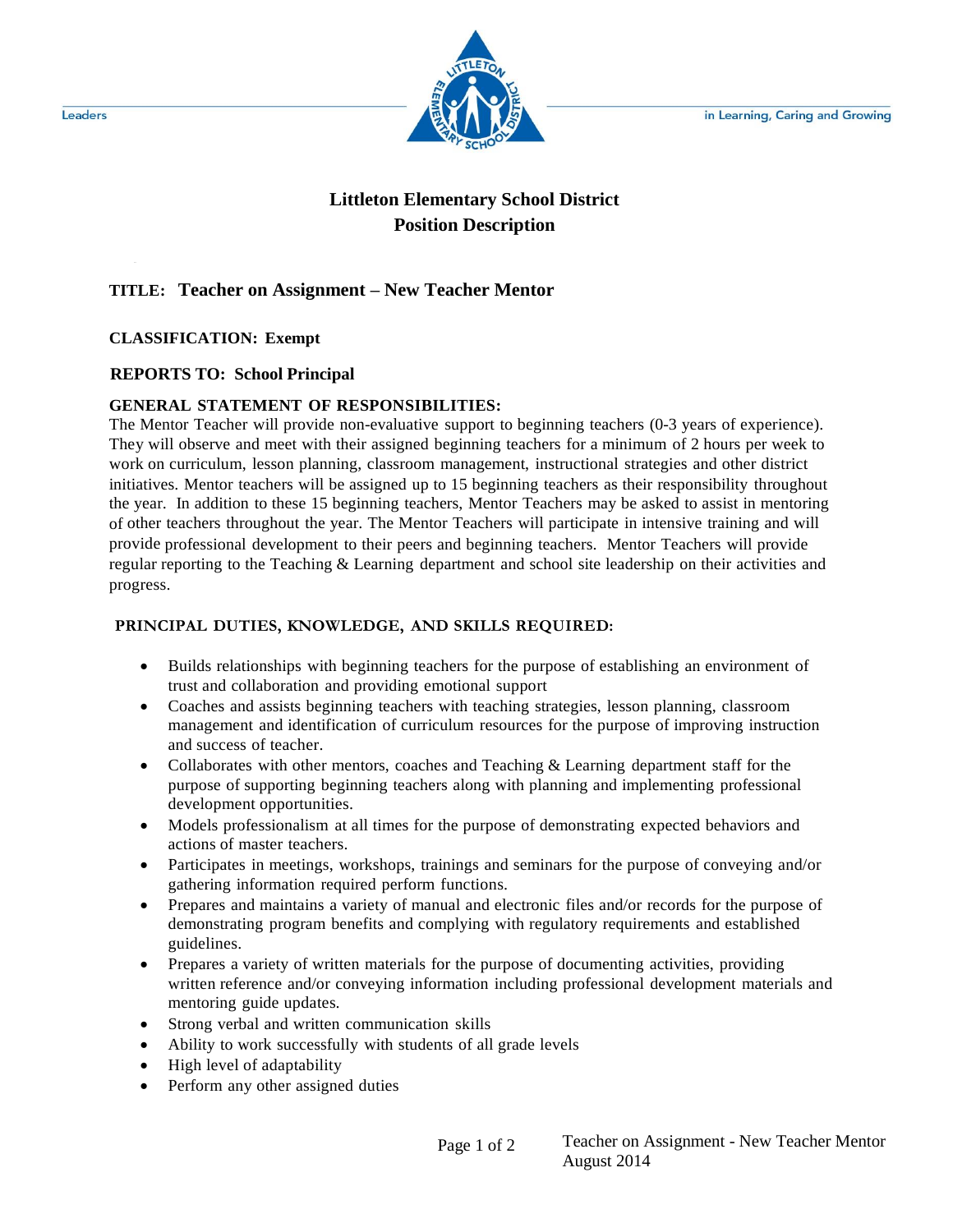Leaders in Learning, Caring and Growing

# Littleton Elementary School District
## Position Description

**TITLE: Teacher on Assignment – New Teacher Mentor**

**CLASSIFICATION: Exempt**

**REPORTS TO: School Principal**

**GENERAL STATEMENT OF RESPONSIBILITIES:**

The Mentor Teacher will provide non-evaluative support to beginning teachers (0-3 years of experience). They will observe and meet with their assigned beginning teachers for a minimum of 2 hours per week to work on curriculum, lesson planning, classroom management, instructional strategies and other district initiatives. Mentor teachers will be assigned up to 15 beginning teachers as their responsibility throughout the year. In addition to these 15 beginning teachers, Mentor Teachers may be asked to assist in mentoring of other teachers throughout the year. The Mentor Teachers will participate in intensive training and will provide professional development to their peers and beginning teachers. Mentor Teachers will provide regular reporting to the Teaching & Learning department and school site leadership on their activities and progress.

**PRINCIPAL DUTIES, KNOWLEDGE, AND SKILLS REQUIRED:**

- Builds relationships with beginning teachers for the purpose of establishing an environment of trust and collaboration and providing emotional support
- Coaches and assists beginning teachers with teaching strategies, lesson planning, classroom management and identification of curriculum resources for the purpose of improving instruction and success of teacher.
- Collaborates with other mentors, coaches and Teaching & Learning department staff for the purpose of supporting beginning teachers along with planning and implementing professional development opportunities.
- Models professionalism at all times for the purpose of demonstrating expected behaviors and actions of master teachers.
- Participates in meetings, workshops, trainings and seminars for the purpose of conveying and/or gathering information required perform functions.
- Prepares and maintains a variety of manual and electronic files and/or records for the purpose of demonstrating program benefits and complying with regulatory requirements and established guidelines.
- Prepares a variety of written materials for the purpose of documenting activities, providing written reference and/or conveying information including professional development materials and mentoring guide updates.
- Strong verbal and written communication skills
- Ability to work successfully with students of all grade levels
- High level of adaptability
- Perform any other assigned duties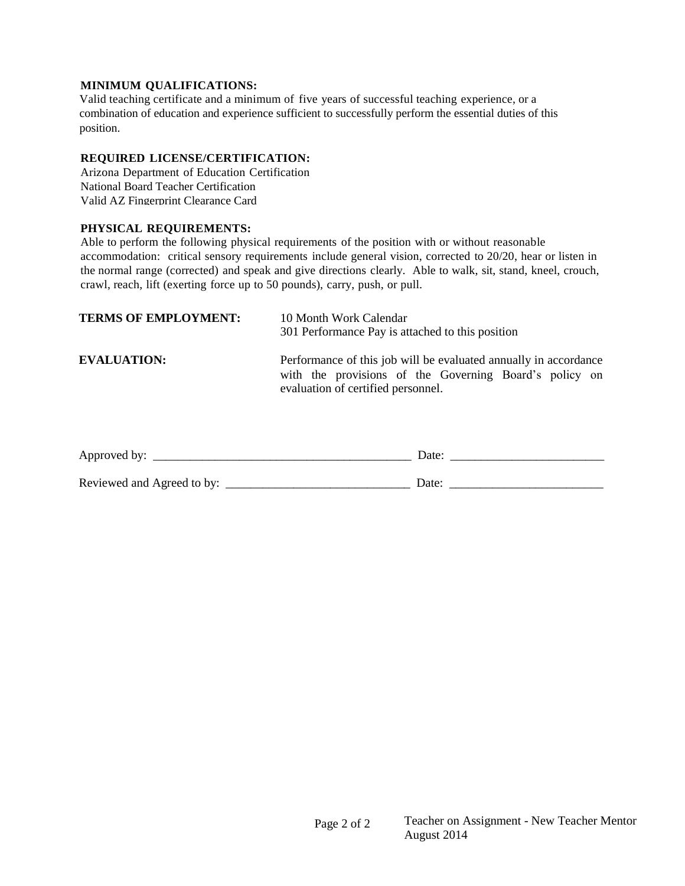**MINIMUM QUALIFICATIONS:**

Valid teaching certificate and a minimum of five years of successful teaching experience, or a combination of education and experience sufficient to successfully perform the essential duties of this position.

**REQUIRED LICENSE/CERTIFICATION:**

Arizona Department of Education Certification
National Board Teacher Certification
Valid AZ Fingerprint Clearance Card

**PHYSICAL REQUIREMENTS:**

Able to perform the following physical requirements of the position with or without reasonable accommodation: critical sensory requirements include general vision, corrected to 20/20, hear or listen in the normal range (corrected) and speak and give directions clearly. Able to walk, sit, stand, kneel, crouch, crawl, reach, lift (exerting force up to 50 pounds), carry, push, or pull.

**TERMS OF EMPLOYMENT:** 10 Month Work Calendar
301 Performance Pay is attached to this position

**EVALUATION:** Performance of this job will be evaluated annually in accordance with the provisions of the Governing Board's policy on evaluation of certified personnel.

Approved by: __________________________________________ Date: _________________________

Reviewed and Agreed to by: ______________________________ Date: _________________________